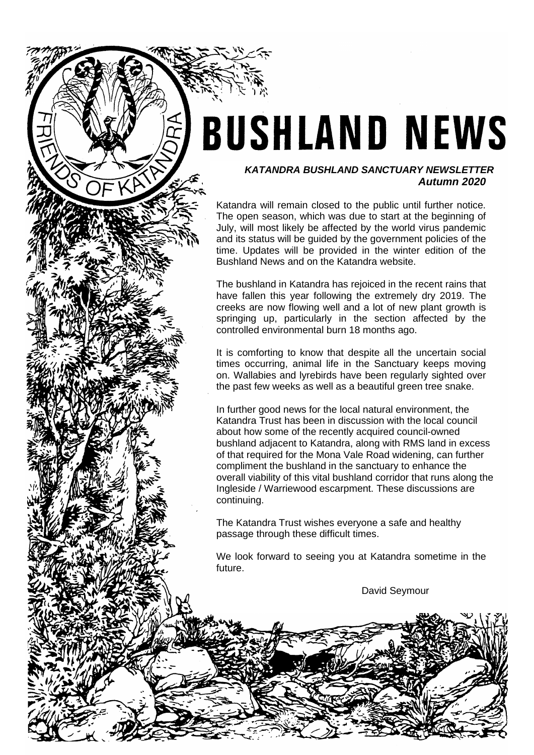# BUSHLAND NEWS

***KATANDRA BUSHLAND SANCTUARY NEWSLETTER***
***Autumn 2020***

Katandra will remain closed to the public until further notice. The open season, which was due to start at the beginning of July, will most likely be affected by the world virus pandemic and its status will be guided by the government policies of the time. Updates will be provided in the winter edition of the Bushland News and on the Katandra website.

The bushland in Katandra has rejoiced in the recent rains that have fallen this year following the extremely dry 2019. The creeks are now flowing well and a lot of new plant growth is springing up, particularly in the section affected by the controlled environmental burn 18 months ago.

It is comforting to know that despite all the uncertain social times occurring, animal life in the Sanctuary keeps moving on. Wallabies and lyrebirds have been regularly sighted over the past few weeks as well as a beautiful green tree snake.

In further good news for the local natural environment, the Katandra Trust has been in discussion with the local council about how some of the recently acquired council-owned bushland adjacent to Katandra, along with RMS land in excess of that required for the Mona Vale Road widening, can further compliment the bushland in the sanctuary to enhance the overall viability of this vital bushland corridor that runs along the Ingleside / Warriewood escarpment. These discussions are continuing.

The Katandra Trust wishes everyone a safe and healthy passage through these difficult times.

We look forward to seeing you at Katandra sometime in the future.

David Seymour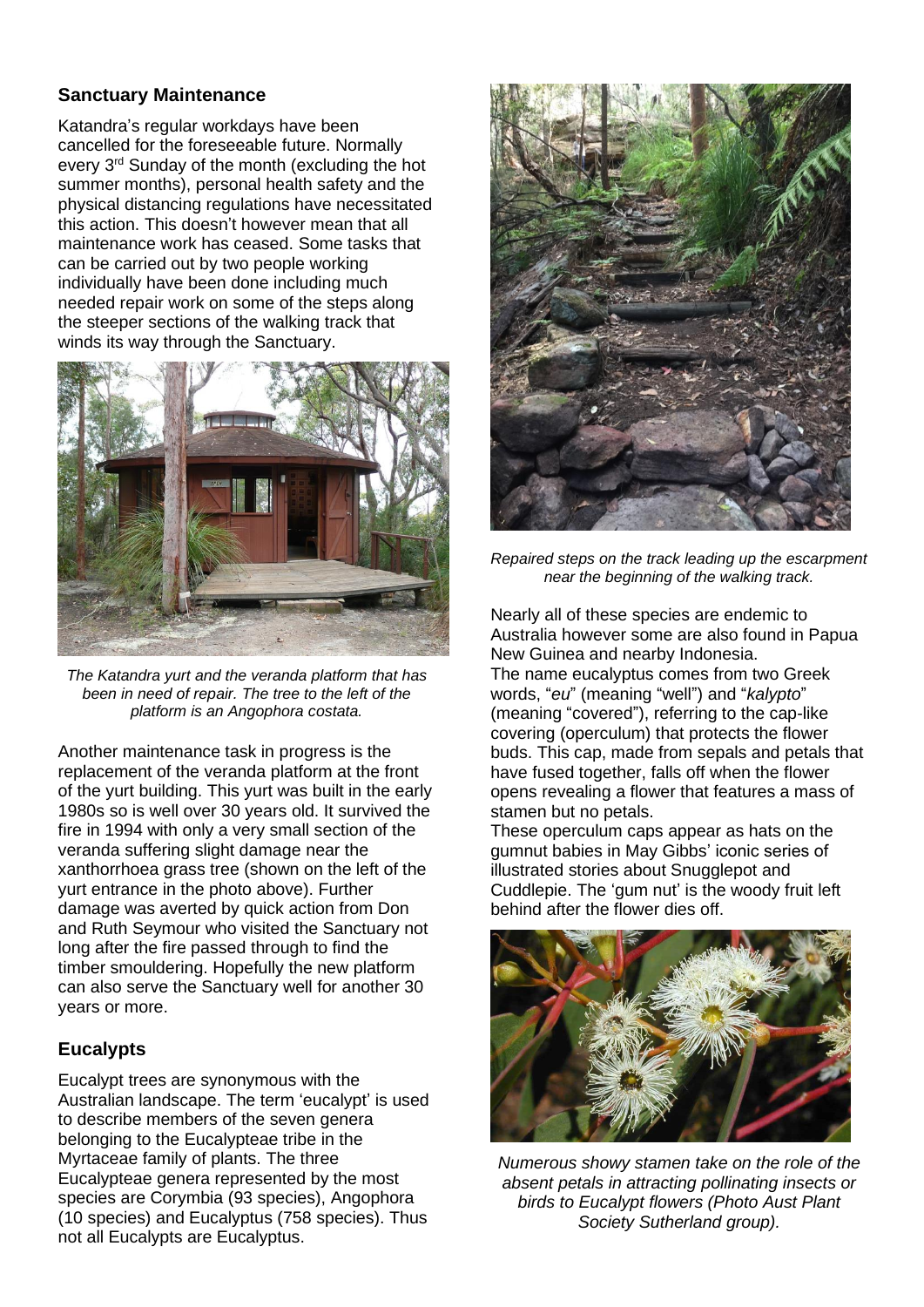## Sanctuary Maintenance

Katandra's regular workdays have been cancelled for the foreseeable future. Normally every 3rd Sunday of the month (excluding the hot summer months), personal health safety and the physical distancing regulations have necessitated this action. This doesn't however mean that all maintenance work has ceased. Some tasks that can be carried out by two people working individually have been done including much needed repair work on some of the steps along the steeper sections of the walking track that winds its way through the Sanctuary.

*The Katandra yurt and the veranda platform that has been in need of repair. The tree to the left of the platform is an Angophora costata.*

Another maintenance task in progress is the replacement of the veranda platform at the front of the yurt building. This yurt was built in the early 1980s so is well over 30 years old. It survived the fire in 1994 with only a very small section of the veranda suffering slight damage near the xanthorrhoea grass tree (shown on the left of the yurt entrance in the photo above). Further damage was averted by quick action from Don and Ruth Seymour who visited the Sanctuary not long after the fire passed through to find the timber smouldering. Hopefully the new platform can also serve the Sanctuary well for another 30 years or more.

## Eucalypts

Eucalypt trees are synonymous with the Australian landscape. The term 'eucalypt' is used to describe members of the seven genera belonging to the Eucalypteae tribe in the Myrtaceae family of plants. The three Eucalypteae genera represented by the most species are Corymbia (93 species), Angophora (10 species) and Eucalyptus (758 species). Thus not all Eucalypts are Eucalyptus.

*Repaired steps on the track leading up the escarpment near the beginning of the walking track.*

Nearly all of these species are endemic to Australia however some are also found in Papua New Guinea and nearby Indonesia.

The name eucalyptus comes from two Greek words, "*eu*" (meaning "well") and "*kalypto*" (meaning "covered"), referring to the cap-like covering (operculum) that protects the flower buds. This cap, made from sepals and petals that have fused together, falls off when the flower opens revealing a flower that features a mass of stamen but no petals.

These operculum caps appear as hats on the gumnut babies in May Gibbs' iconic series of illustrated stories about Snugglepot and Cuddlepie. The 'gum nut' is the woody fruit left behind after the flower dies off.

*Numerous showy stamen take on the role of the absent petals in attracting pollinating insects or birds to Eucalypt flowers (Photo Aust Plant Society Sutherland group).*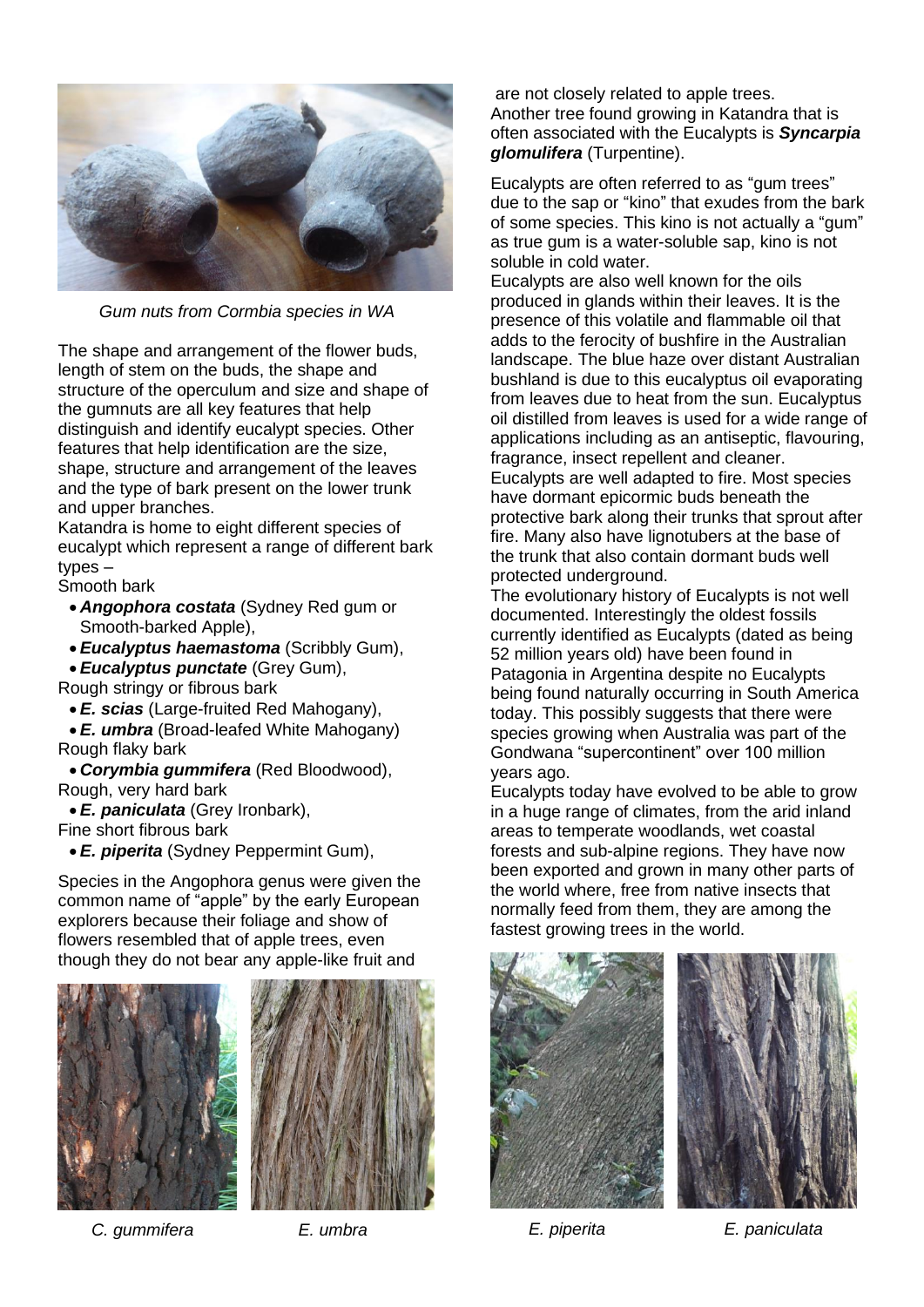Gum nuts from Cormbia species in WA

The shape and arrangement of the flower buds, length of stem on the buds, the shape and structure of the operculum and size and shape of the gumnuts are all key features that help distinguish and identify eucalypt species. Other features that help identification are the size, shape, structure and arrangement of the leaves and the type of bark present on the lower trunk and upper branches.

Katandra is home to eight different species of eucalypt which represent a range of different bark types –

Smooth bark

- ***Angophora costata*** (Sydney Red gum or Smooth-barked Apple),
- ***Eucalyptus haemastoma*** (Scribbly Gum),
- ***Eucalyptus punctate*** (Grey Gum),

Rough stringy or fibrous bark

- ***E. scias*** (Large-fruited Red Mahogany),
- ***E. umbra*** (Broad-leafed White Mahogany)

Rough flaky bark

- ***Corymbia gummifera*** (Red Bloodwood),

Rough, very hard bark

- ***E. paniculata*** (Grey Ironbark),

Fine short fibrous bark

- ***E. piperita*** (Sydney Peppermint Gum),

Species in the Angophora genus were given the common name of "apple" by the early European explorers because their foliage and show of flowers resembled that of apple trees, even though they do not bear any apple-like fruit and are not closely related to apple trees.

Another tree found growing in Katandra that is often associated with the Eucalypts is ***Syncarpia glomulifera*** (Turpentine).

Eucalypts are often referred to as "gum trees" due to the sap or "kino" that exudes from the bark of some species. This kino is not actually a "gum" as true gum is a water-soluble sap, kino is not soluble in cold water.

Eucalypts are also well known for the oils produced in glands within their leaves. It is the presence of this volatile and flammable oil that adds to the ferocity of bushfire in the Australian landscape. The blue haze over distant Australian bushland is due to this eucalyptus oil evaporating from leaves due to heat from the sun. Eucalyptus oil distilled from leaves is used for a wide range of applications including as an antiseptic, flavouring, fragrance, insect repellent and cleaner.

Eucalypts are well adapted to fire. Most species have dormant epicormic buds beneath the protective bark along their trunks that sprout after fire. Many also have lignotubers at the base of the trunk that also contain dormant buds well protected underground.

The evolutionary history of Eucalypts is not well documented. Interestingly the oldest fossils currently identified as Eucalypts (dated as being 52 million years old) have been found in Patagonia in Argentina despite no Eucalypts being found naturally occurring in South America today. This possibly suggests that there were species growing when Australia was part of the Gondwana "supercontinent" over 100 million years ago.

Eucalypts today have evolved to be able to grow in a huge range of climates, from the arid inland areas to temperate woodlands, wet coastal forests and sub-alpine regions. They have now been exported and grown in many other parts of the world where, free from native insects that normally feed from them, they are among the fastest growing trees in the world.

*C. gummifera*

*E. umbra*

*E. piperita*

*E. paniculata*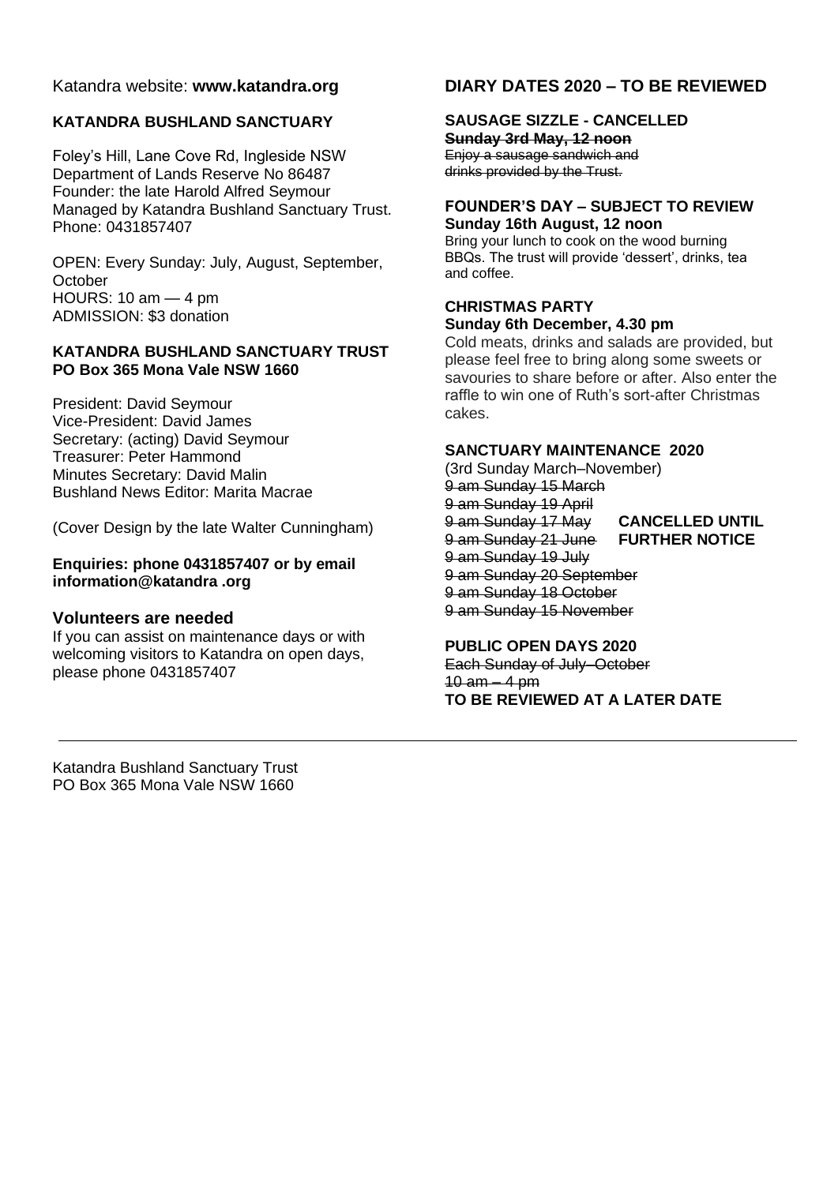Katandra website: **www.katandra.org**

**KATANDRA BUSHLAND SANCTUARY**

Foley's Hill, Lane Cove Rd, Ingleside NSW
Department of Lands Reserve No 86487
Founder: the late Harold Alfred Seymour
Managed by Katandra Bushland Sanctuary Trust.
Phone: 0431857407

OPEN: Every Sunday: July, August, September, October
HOURS: 10 am — 4 pm
ADMISSION: $3 donation

**KATANDRA BUSHLAND SANCTUARY TRUST**
**PO Box 365 Mona Vale NSW 1660**

President: David Seymour
Vice-President: David James
Secretary: (acting) David Seymour
Treasurer: Peter Hammond
Minutes Secretary: David Malin
Bushland News Editor: Marita Macrae

(Cover Design by the late Walter Cunningham)

**Enquiries: phone 0431857407 or by email information@katandra .org**

### Volunteers are needed

If you can assist on maintenance days or with welcoming visitors to Katandra on open days, please phone 0431857407

## DIARY DATES 2020 – TO BE REVIEWED

**SAUSAGE SIZZLE - CANCELLED**
~~**Sunday 3rd May, 12 noon**~~
~~Enjoy a sausage sandwich and drinks provided by the Trust.~~

**FOUNDER'S DAY – SUBJECT TO REVIEW**
**Sunday 16th August, 12 noon**
Bring your lunch to cook on the wood burning BBQs. The trust will provide 'dessert', drinks, tea and coffee.

**CHRISTMAS PARTY**
**Sunday 6th December, 4.30 pm**
Cold meats, drinks and salads are provided, but please feel free to bring along some sweets or savouries to share before or after. Also enter the raffle to win one of Ruth's sort-after Christmas cakes.

**SANCTUARY MAINTENANCE 2020**
(3rd Sunday March–November)
~~9 am Sunday 15 March~~
~~9 am Sunday 19 April~~
~~9 am Sunday 17 May~~
~~9 am Sunday 21 June~~
~~9 am Sunday 19 July~~
~~9 am Sunday 20 September~~
~~9 am Sunday 18 October~~
~~9 am Sunday 15 November~~

**CANCELLED UNTIL FURTHER NOTICE**

**PUBLIC OPEN DAYS 2020**
~~Each Sunday of July–October~~
~~10 am – 4 pm~~
**TO BE REVIEWED AT A LATER DATE**

---

Katandra Bushland Sanctuary Trust
PO Box 365 Mona Vale NSW 1660